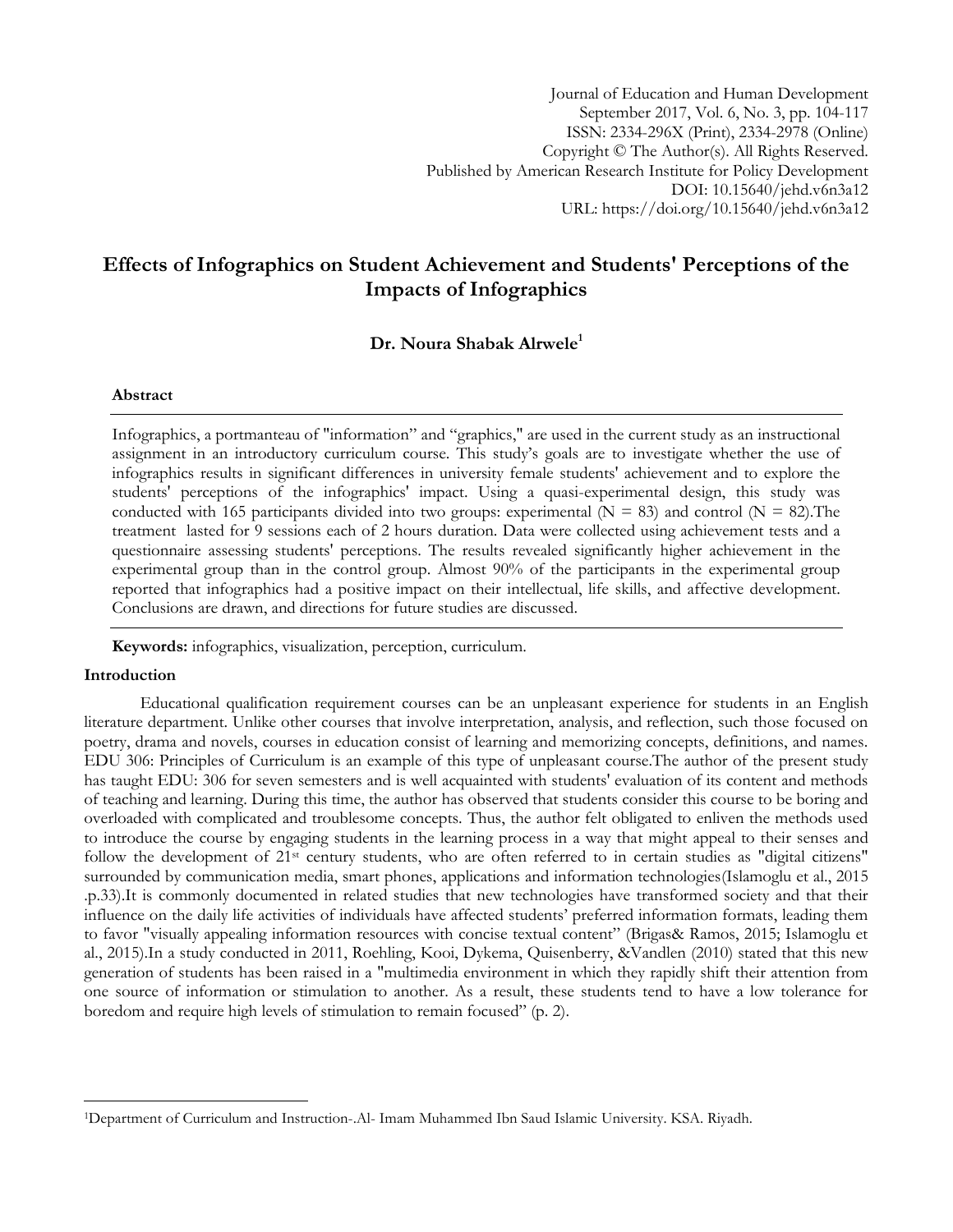Journal of Education and Human Development
September 2017, Vol. 6, No. 3, pp. 104-117
ISSN: 2334-296X (Print), 2334-2978 (Online)
Copyright © The Author(s). All Rights Reserved.
Published by American Research Institute for Policy Development
DOI: 10.15640/jehd.v6n3a12
URL: https://doi.org/10.15640/jehd.v6n3a12

# Effects of Infographics on Student Achievement and Students' Perceptions of the Impacts of Infographics

**Dr. Noura Shabak Alrwele**[1]

### Abstract

Infographics, a portmanteau of "information" and "graphics," are used in the current study as an instructional assignment in an introductory curriculum course. This study's goals are to investigate whether the use of infographics results in significant differences in university female students' achievement and to explore the students' perceptions of the infographics' impact. Using a quasi-experimental design, this study was conducted with 165 participants divided into two groups: experimental (N = 83) and control (N = 82).The treatment lasted for 9 sessions each of 2 hours duration. Data were collected using achievement tests and a questionnaire assessing students' perceptions. The results revealed significantly higher achievement in the experimental group than in the control group. Almost 90% of the participants in the experimental group reported that infographics had a positive impact on their intellectual, life skills, and affective development. Conclusions are drawn, and directions for future studies are discussed.

**Keywords:** infographics, visualization, perception, curriculum.

### Introduction

Educational qualification requirement courses can be an unpleasant experience for students in an English literature department. Unlike other courses that involve interpretation, analysis, and reflection, such those focused on poetry, drama and novels, courses in education consist of learning and memorizing concepts, definitions, and names. EDU 306: Principles of Curriculum is an example of this type of unpleasant course.The author of the present study has taught EDU: 306 for seven semesters and is well acquainted with students' evaluation of its content and methods of teaching and learning. During this time, the author has observed that students consider this course to be boring and overloaded with complicated and troublesome concepts. Thus, the author felt obligated to enliven the methods used to introduce the course by engaging students in the learning process in a way that might appeal to their senses and follow the development of 21st century students, who are often referred to in certain studies as "digital citizens" surrounded by communication media, smart phones, applications and information technologies(Islamoglu et al., 2015 .p.33).It is commonly documented in related studies that new technologies have transformed society and that their influence on the daily life activities of individuals have affected students' preferred information formats, leading them to favor "visually appealing information resources with concise textual content" (Brigas& Ramos, 2015; Islamoglu et al., 2015).In a study conducted in 2011, Roehling, Kooi, Dykema, Quisenberry, &Vandlen (2010) stated that this new generation of students has been raised in a "multimedia environment in which they rapidly shift their attention from one source of information or stimulation to another. As a result, these students tend to have a low tolerance for boredom and require high levels of stimulation to remain focused" (p. 2).

---

[1]Department of Curriculum and Instruction-.Al- Imam Muhammed Ibn Saud Islamic University. KSA. Riyadh.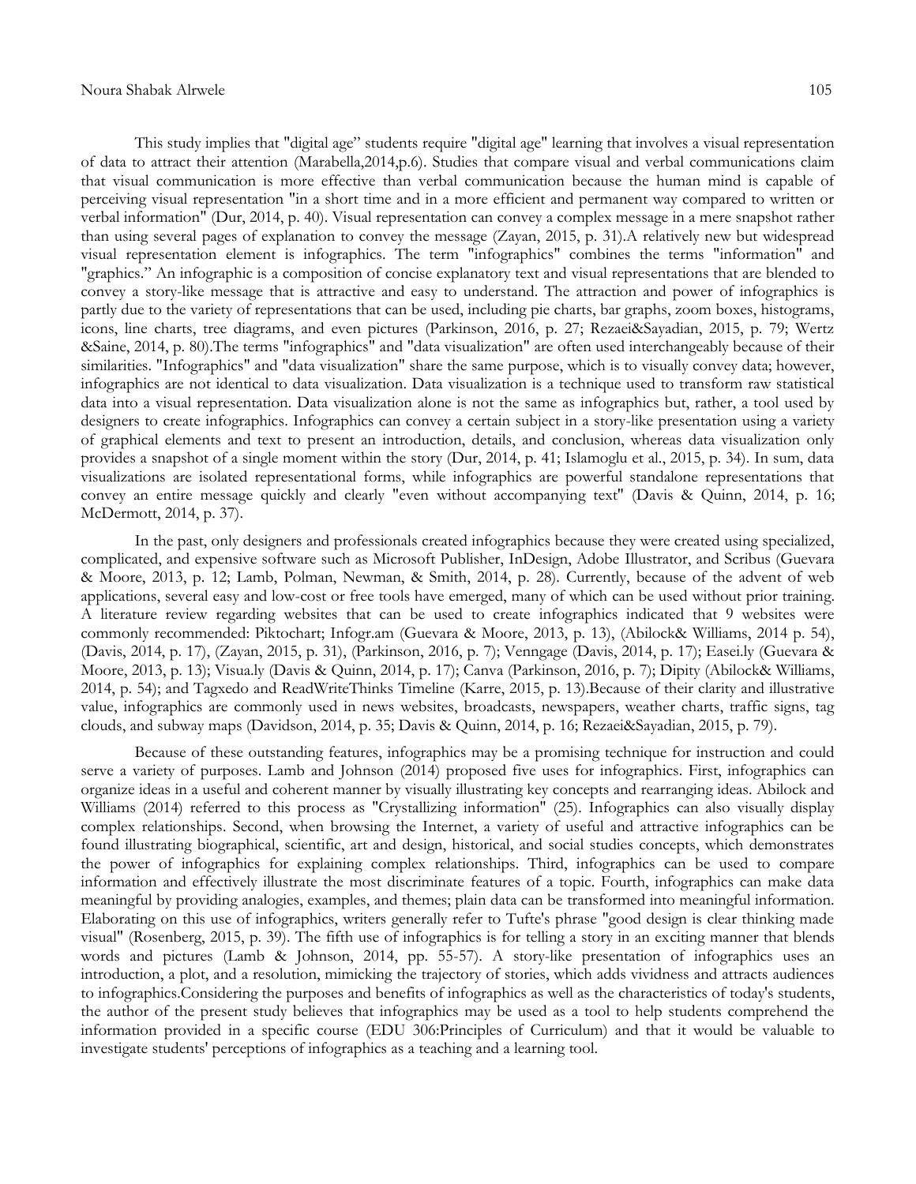This study implies that "digital age" students require "digital age" learning that involves a visual representation of data to attract their attention (Marabella,2014,p.6). Studies that compare visual and verbal communications claim that visual communication is more effective than verbal communication because the human mind is capable of perceiving visual representation "in a short time and in a more efficient and permanent way compared to written or verbal information" (Dur, 2014, p. 40). Visual representation can convey a complex message in a mere snapshot rather than using several pages of explanation to convey the message (Zayan, 2015, p. 31).A relatively new but widespread visual representation element is infographics. The term "infographics" combines the terms "information" and "graphics." An infographic is a composition of concise explanatory text and visual representations that are blended to convey a story-like message that is attractive and easy to understand. The attraction and power of infographics is partly due to the variety of representations that can be used, including pie charts, bar graphs, zoom boxes, histograms, icons, line charts, tree diagrams, and even pictures (Parkinson, 2016, p. 27; Rezaei&Sayadian, 2015, p. 79; Wertz &Saine, 2014, p. 80).The terms "infographics" and "data visualization" are often used interchangeably because of their similarities. "Infographics" and "data visualization" share the same purpose, which is to visually convey data; however, infographics are not identical to data visualization. Data visualization is a technique used to transform raw statistical data into a visual representation. Data visualization alone is not the same as infographics but, rather, a tool used by designers to create infographics. Infographics can convey a certain subject in a story-like presentation using a variety of graphical elements and text to present an introduction, details, and conclusion, whereas data visualization only provides a snapshot of a single moment within the story (Dur, 2014, p. 41; Islamoglu et al., 2015, p. 34). In sum, data visualizations are isolated representational forms, while infographics are powerful standalone representations that convey an entire message quickly and clearly "even without accompanying text" (Davis & Quinn, 2014, p. 16; McDermott, 2014, p. 37).

In the past, only designers and professionals created infographics because they were created using specialized, complicated, and expensive software such as Microsoft Publisher, InDesign, Adobe Illustrator, and Scribus (Guevara & Moore, 2013, p. 12; Lamb, Polman, Newman, & Smith, 2014, p. 28). Currently, because of the advent of web applications, several easy and low-cost or free tools have emerged, many of which can be used without prior training. A literature review regarding websites that can be used to create infographics indicated that 9 websites were commonly recommended: Piktochart; Infogr.am (Guevara & Moore, 2013, p. 13), (Abilock& Williams, 2014 p. 54), (Davis, 2014, p. 17), (Zayan, 2015, p. 31), (Parkinson, 2016, p. 7); Venngage (Davis, 2014, p. 17); Easei.ly (Guevara & Moore, 2013, p. 13); Visua.ly (Davis & Quinn, 2014, p. 17); Canva (Parkinson, 2016, p. 7); Dipity (Abilock& Williams, 2014, p. 54); and Tagxedo and ReadWriteThinks Timeline (Karre, 2015, p. 13).Because of their clarity and illustrative value, infographics are commonly used in news websites, broadcasts, newspapers, weather charts, traffic signs, tag clouds, and subway maps (Davidson, 2014, p. 35; Davis & Quinn, 2014, p. 16; Rezaei&Sayadian, 2015, p. 79).

Because of these outstanding features, infographics may be a promising technique for instruction and could serve a variety of purposes. Lamb and Johnson (2014) proposed five uses for infographics. First, infographics can organize ideas in a useful and coherent manner by visually illustrating key concepts and rearranging ideas. Abilock and Williams (2014) referred to this process as "Crystallizing information" (25). Infographics can also visually display complex relationships. Second, when browsing the Internet, a variety of useful and attractive infographics can be found illustrating biographical, scientific, art and design, historical, and social studies concepts, which demonstrates the power of infographics for explaining complex relationships. Third, infographics can be used to compare information and effectively illustrate the most discriminate features of a topic. Fourth, infographics can make data meaningful by providing analogies, examples, and themes; plain data can be transformed into meaningful information. Elaborating on this use of infographics, writers generally refer to Tufte's phrase "good design is clear thinking made visual" (Rosenberg, 2015, p. 39). The fifth use of infographics is for telling a story in an exciting manner that blends words and pictures (Lamb & Johnson, 2014, pp. 55-57). A story-like presentation of infographics uses an introduction, a plot, and a resolution, mimicking the trajectory of stories, which adds vividness and attracts audiences to infographics.Considering the purposes and benefits of infographics as well as the characteristics of today's students, the author of the present study believes that infographics may be used as a tool to help students comprehend the information provided in a specific course (EDU 306:Principles of Curriculum) and that it would be valuable to investigate students' perceptions of infographics as a teaching and a learning tool.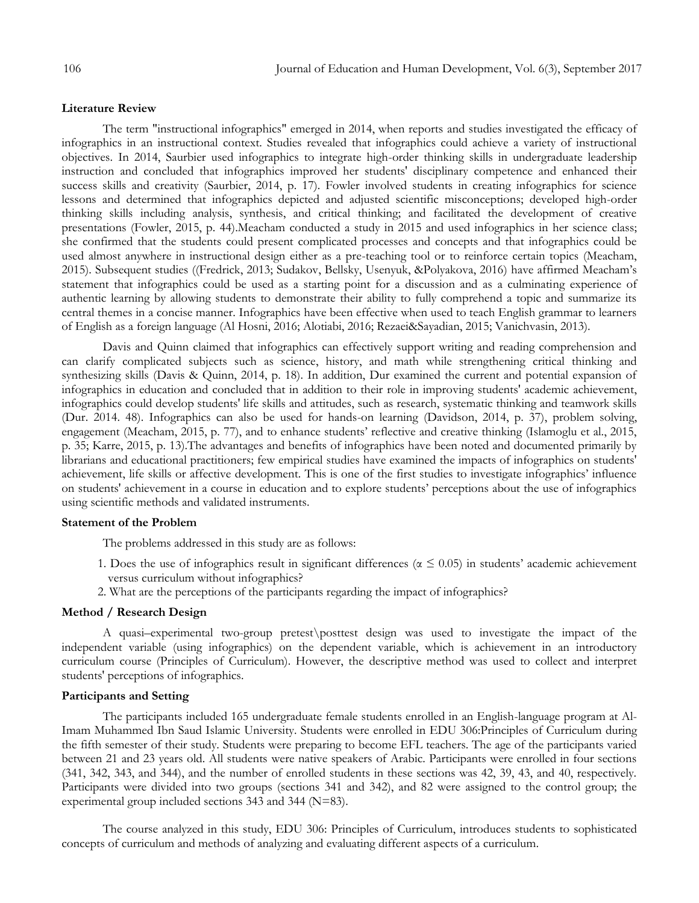**Literature Review**

The term "instructional infographics" emerged in 2014, when reports and studies investigated the efficacy of infographics in an instructional context. Studies revealed that infographics could achieve a variety of instructional objectives. In 2014, Saurbier used infographics to integrate high-order thinking skills in undergraduate leadership instruction and concluded that infographics improved her students' disciplinary competence and enhanced their success skills and creativity (Saurbier, 2014, p. 17). Fowler involved students in creating infographics for science lessons and determined that infographics depicted and adjusted scientific misconceptions; developed high-order thinking skills including analysis, synthesis, and critical thinking; and facilitated the development of creative presentations (Fowler, 2015, p. 44).Meacham conducted a study in 2015 and used infographics in her science class; she confirmed that the students could present complicated processes and concepts and that infographics could be used almost anywhere in instructional design either as a pre-teaching tool or to reinforce certain topics (Meacham, 2015). Subsequent studies ((Fredrick, 2013; Sudakov, Bellsky, Usenyuk, &Polyakova, 2016) have affirmed Meacham's statement that infographics could be used as a starting point for a discussion and as a culminating experience of authentic learning by allowing students to demonstrate their ability to fully comprehend a topic and summarize its central themes in a concise manner. Infographics have been effective when used to teach English grammar to learners of English as a foreign language (Al Hosni, 2016; Alotiabi, 2016; Rezaei&Sayadian, 2015; Vanichvasin, 2013).

Davis and Quinn claimed that infographics can effectively support writing and reading comprehension and can clarify complicated subjects such as science, history, and math while strengthening critical thinking and synthesizing skills (Davis & Quinn, 2014, p. 18). In addition, Dur examined the current and potential expansion of infographics in education and concluded that in addition to their role in improving students' academic achievement, infographics could develop students' life skills and attitudes, such as research, systematic thinking and teamwork skills (Dur. 2014. 48). Infographics can also be used for hands-on learning (Davidson, 2014, p. 37), problem solving, engagement (Meacham, 2015, p. 77), and to enhance students' reflective and creative thinking (Islamoglu et al., 2015, p. 35; Karre, 2015, p. 13).The advantages and benefits of infographics have been noted and documented primarily by librarians and educational practitioners; few empirical studies have examined the impacts of infographics on students' achievement, life skills or affective development. This is one of the first studies to investigate infographics' influence on students' achievement in a course in education and to explore students' perceptions about the use of infographics using scientific methods and validated instruments.

**Statement of the Problem**

The problems addressed in this study are as follows:

1. Does the use of infographics result in significant differences ($\alpha \leq 0.05$) in students' academic achievement versus curriculum without infographics?
2. What are the perceptions of the participants regarding the impact of infographics?

**Method / Research Design**

A quasi–experimental two-group pretest\posttest design was used to investigate the impact of the independent variable (using infographics) on the dependent variable, which is achievement in an introductory curriculum course (Principles of Curriculum). However, the descriptive method was used to collect and interpret students' perceptions of infographics.

**Participants and Setting**

The participants included 165 undergraduate female students enrolled in an English-language program at Al-Imam Muhammed Ibn Saud Islamic University. Students were enrolled in EDU 306:Principles of Curriculum during the fifth semester of their study. Students were preparing to become EFL teachers. The age of the participants varied between 21 and 23 years old. All students were native speakers of Arabic. Participants were enrolled in four sections (341, 342, 343, and 344), and the number of enrolled students in these sections was 42, 39, 43, and 40, respectively. Participants were divided into two groups (sections 341 and 342), and 82 were assigned to the control group; the experimental group included sections 343 and 344 (N=83).

The course analyzed in this study, EDU 306: Principles of Curriculum, introduces students to sophisticated concepts of curriculum and methods of analyzing and evaluating different aspects of a curriculum.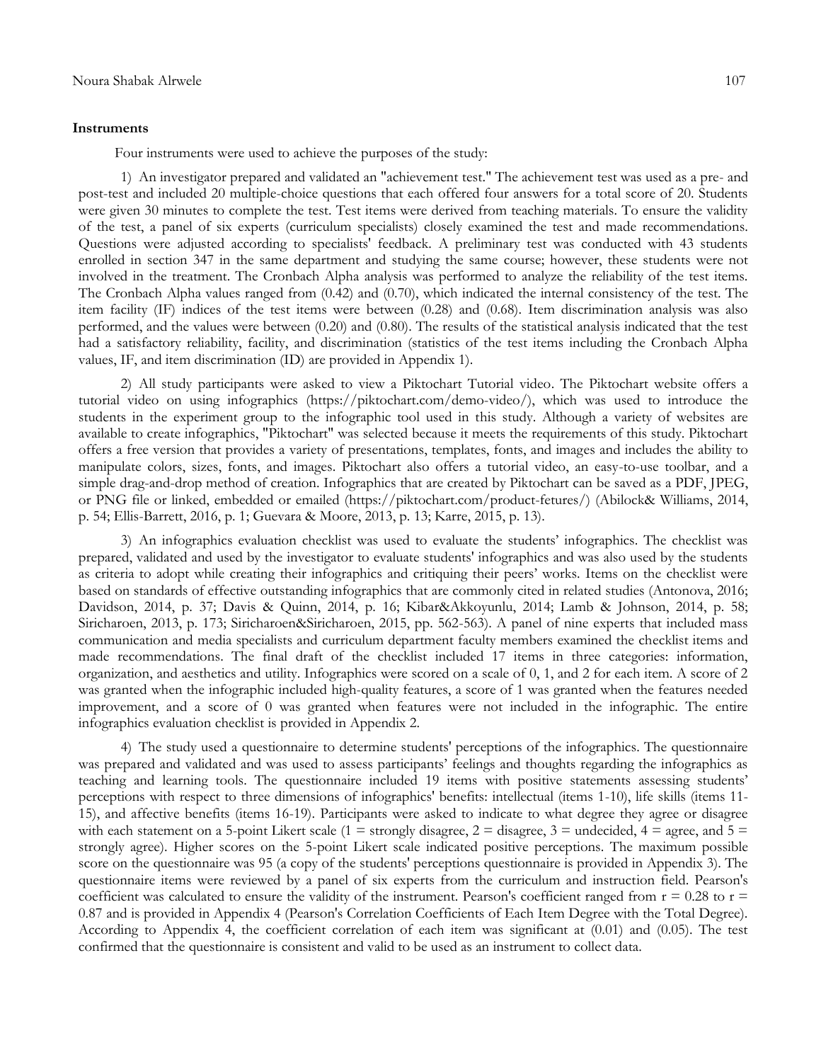### Instruments

Four instruments were used to achieve the purposes of the study:

1) An investigator prepared and validated an "achievement test." The achievement test was used as a pre- and post-test and included 20 multiple-choice questions that each offered four answers for a total score of 20. Students were given 30 minutes to complete the test. Test items were derived from teaching materials. To ensure the validity of the test, a panel of six experts (curriculum specialists) closely examined the test and made recommendations. Questions were adjusted according to specialists' feedback. A preliminary test was conducted with 43 students enrolled in section 347 in the same department and studying the same course; however, these students were not involved in the treatment. The Cronbach Alpha analysis was performed to analyze the reliability of the test items. The Cronbach Alpha values ranged from (0.42) and (0.70), which indicated the internal consistency of the test. The item facility (IF) indices of the test items were between (0.28) and (0.68). Item discrimination analysis was also performed, and the values were between (0.20) and (0.80). The results of the statistical analysis indicated that the test had a satisfactory reliability, facility, and discrimination (statistics of the test items including the Cronbach Alpha values, IF, and item discrimination (ID) are provided in Appendix 1).

2) All study participants were asked to view a Piktochart Tutorial video. The Piktochart website offers a tutorial video on using infographics (https://piktochart.com/demo-video/), which was used to introduce the students in the experiment group to the infographic tool used in this study. Although a variety of websites are available to create infographics, "Piktochart" was selected because it meets the requirements of this study. Piktochart offers a free version that provides a variety of presentations, templates, fonts, and images and includes the ability to manipulate colors, sizes, fonts, and images. Piktochart also offers a tutorial video, an easy-to-use toolbar, and a simple drag-and-drop method of creation. Infographics that are created by Piktochart can be saved as a PDF, JPEG, or PNG file or linked, embedded or emailed (https://piktochart.com/product-fetures/) (Abilock& Williams, 2014, p. 54; Ellis-Barrett, 2016, p. 1; Guevara & Moore, 2013, p. 13; Karre, 2015, p. 13).

3) An infographics evaluation checklist was used to evaluate the students' infographics. The checklist was prepared, validated and used by the investigator to evaluate students' infographics and was also used by the students as criteria to adopt while creating their infographics and critiquing their peers' works. Items on the checklist were based on standards of effective outstanding infographics that are commonly cited in related studies (Antonova, 2016; Davidson, 2014, p. 37; Davis & Quinn, 2014, p. 16; Kibar&Akkoyunlu, 2014; Lamb & Johnson, 2014, p. 58; Siricharoen, 2013, p. 173; Siricharoen&Siricharoen, 2015, pp. 562-563). A panel of nine experts that included mass communication and media specialists and curriculum department faculty members examined the checklist items and made recommendations. The final draft of the checklist included 17 items in three categories: information, organization, and aesthetics and utility. Infographics were scored on a scale of 0, 1, and 2 for each item. A score of 2 was granted when the infographic included high-quality features, a score of 1 was granted when the features needed improvement, and a score of 0 was granted when features were not included in the infographic. The entire infographics evaluation checklist is provided in Appendix 2.

4) The study used a questionnaire to determine students' perceptions of the infographics. The questionnaire was prepared and validated and was used to assess participants' feelings and thoughts regarding the infographics as teaching and learning tools. The questionnaire included 19 items with positive statements assessing students' perceptions with respect to three dimensions of infographics' benefits: intellectual (items 1-10), life skills (items 11-15), and affective benefits (items 16-19). Participants were asked to indicate to what degree they agree or disagree with each statement on a 5-point Likert scale (1 = strongly disagree, 2 = disagree, 3 = undecided, 4 = agree, and 5 = strongly agree). Higher scores on the 5-point Likert scale indicated positive perceptions. The maximum possible score on the questionnaire was 95 (a copy of the students' perceptions questionnaire is provided in Appendix 3). The questionnaire items were reviewed by a panel of six experts from the curriculum and instruction field. Pearson's coefficient was calculated to ensure the validity of the instrument. Pearson's coefficient ranged from $r = 0.28$ to $r = 0.87$ and is provided in Appendix 4 (Pearson's Correlation Coefficients of Each Item Degree with the Total Degree). According to Appendix 4, the coefficient correlation of each item was significant at (0.01) and (0.05). The test confirmed that the questionnaire is consistent and valid to be used as an instrument to collect data.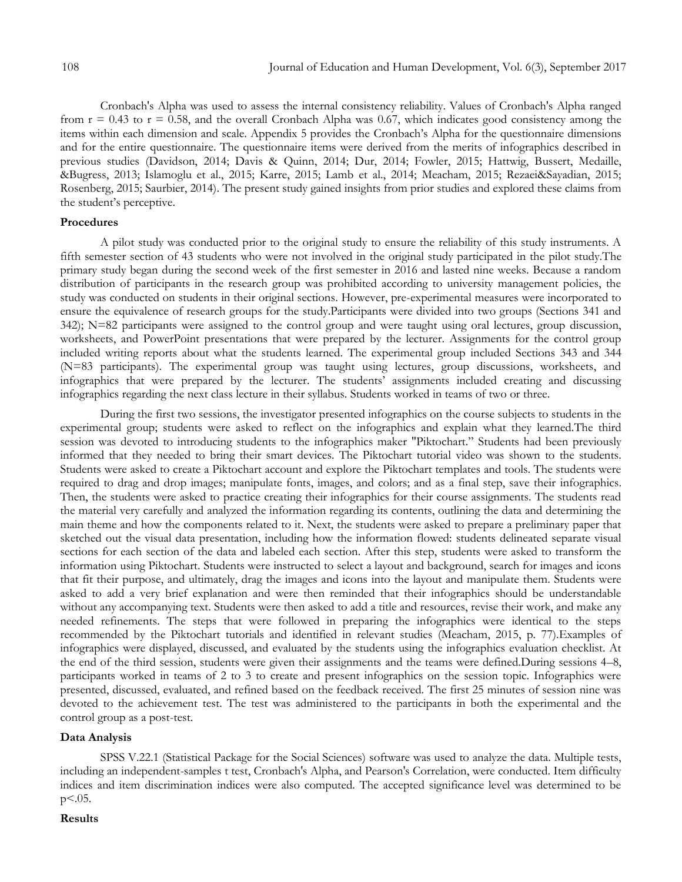Cronbach's Alpha was used to assess the internal consistency reliability. Values of Cronbach's Alpha ranged from r = 0.43 to r = 0.58, and the overall Cronbach Alpha was 0.67, which indicates good consistency among the items within each dimension and scale. Appendix 5 provides the Cronbach's Alpha for the questionnaire dimensions and for the entire questionnaire. The questionnaire items were derived from the merits of infographics described in previous studies (Davidson, 2014; Davis & Quinn, 2014; Dur, 2014; Fowler, 2015; Hattwig, Bussert, Medaille, &Bugress, 2013; Islamoglu et al., 2015; Karre, 2015; Lamb et al., 2014; Meacham, 2015; Rezaei&Sayadian, 2015; Rosenberg, 2015; Saurbier, 2014). The present study gained insights from prior studies and explored these claims from the student's perceptive.

**Procedures**

A pilot study was conducted prior to the original study to ensure the reliability of this study instruments. A fifth semester section of 43 students who were not involved in the original study participated in the pilot study.The primary study began during the second week of the first semester in 2016 and lasted nine weeks. Because a random distribution of participants in the research group was prohibited according to university management policies, the study was conducted on students in their original sections. However, pre-experimental measures were incorporated to ensure the equivalence of research groups for the study.Participants were divided into two groups (Sections 341 and 342); N=82 participants were assigned to the control group and were taught using oral lectures, group discussion, worksheets, and PowerPoint presentations that were prepared by the lecturer. Assignments for the control group included writing reports about what the students learned. The experimental group included Sections 343 and 344 (N=83 participants). The experimental group was taught using lectures, group discussions, worksheets, and infographics that were prepared by the lecturer. The students' assignments included creating and discussing infographics regarding the next class lecture in their syllabus. Students worked in teams of two or three.

During the first two sessions, the investigator presented infographics on the course subjects to students in the experimental group; students were asked to reflect on the infographics and explain what they learned.The third session was devoted to introducing students to the infographics maker "Piktochart." Students had been previously informed that they needed to bring their smart devices. The Piktochart tutorial video was shown to the students. Students were asked to create a Piktochart account and explore the Piktochart templates and tools. The students were required to drag and drop images; manipulate fonts, images, and colors; and as a final step, save their infographics. Then, the students were asked to practice creating their infographics for their course assignments. The students read the material very carefully and analyzed the information regarding its contents, outlining the data and determining the main theme and how the components related to it. Next, the students were asked to prepare a preliminary paper that sketched out the visual data presentation, including how the information flowed: students delineated separate visual sections for each section of the data and labeled each section. After this step, students were asked to transform the information using Piktochart. Students were instructed to select a layout and background, search for images and icons that fit their purpose, and ultimately, drag the images and icons into the layout and manipulate them. Students were asked to add a very brief explanation and were then reminded that their infographics should be understandable without any accompanying text. Students were then asked to add a title and resources, revise their work, and make any needed refinements. The steps that were followed in preparing the infographics were identical to the steps recommended by the Piktochart tutorials and identified in relevant studies (Meacham, 2015, p. 77).Examples of infographics were displayed, discussed, and evaluated by the students using the infographics evaluation checklist. At the end of the third session, students were given their assignments and the teams were defined.During sessions 4–8, participants worked in teams of 2 to 3 to create and present infographics on the session topic. Infographics were presented, discussed, evaluated, and refined based on the feedback received. The first 25 minutes of session nine was devoted to the achievement test. The test was administered to the participants in both the experimental and the control group as a post-test.

**Data Analysis**

SPSS V.22.1 (Statistical Package for the Social Sciences) software was used to analyze the data. Multiple tests, including an independent-samples t test, Cronbach's Alpha, and Pearson's Correlation, were conducted. Item difficulty indices and item discrimination indices were also computed. The accepted significance level was determined to be $p<.05$.

**Results**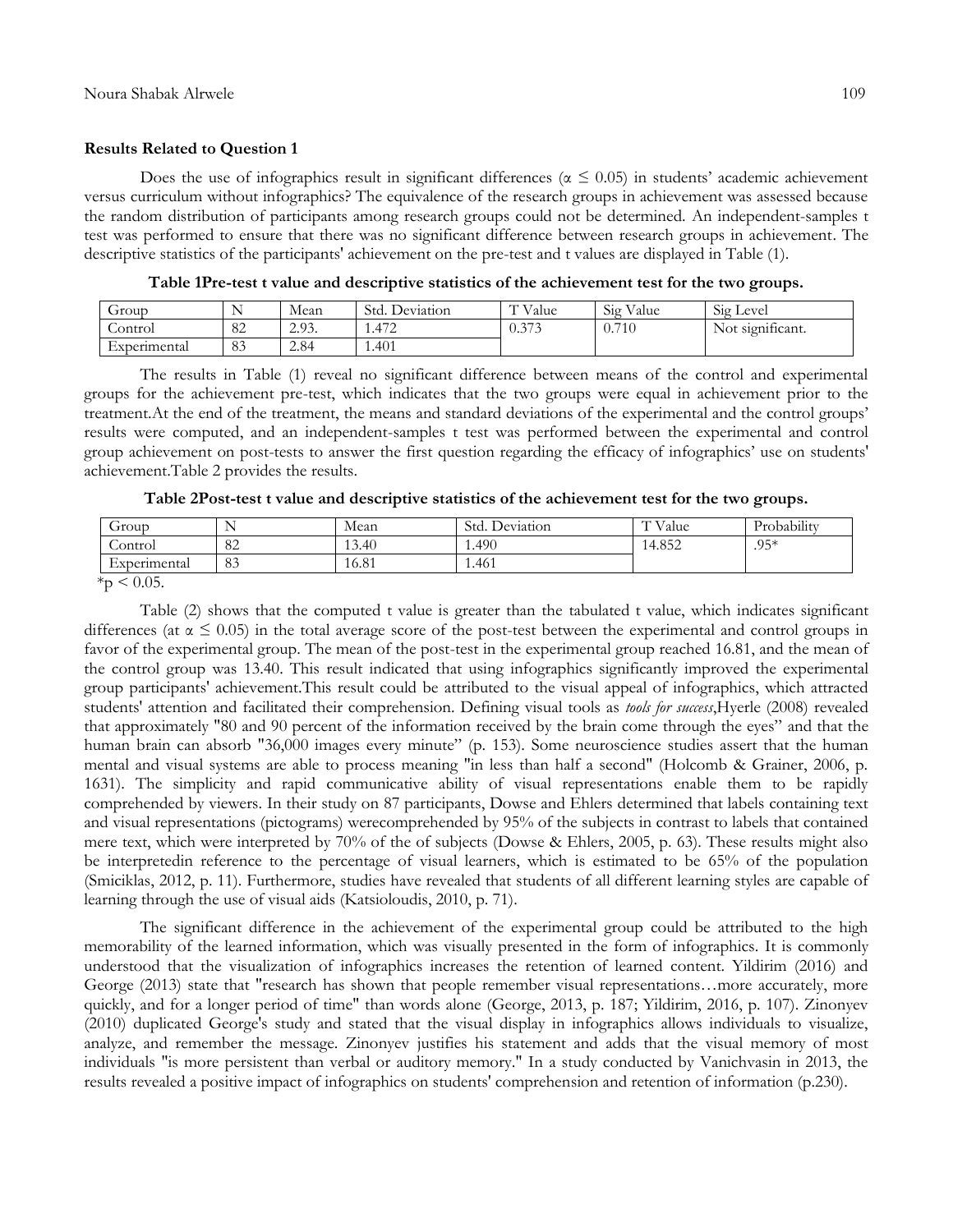**Results Related to Question 1**

Does the use of infographics result in significant differences ($\alpha \leq 0.05$) in students' academic achievement versus curriculum without infographics? The equivalence of the research groups in achievement was assessed because the random distribution of participants among research groups could not be determined. An independent-samples t test was performed to ensure that there was no significant difference between research groups in achievement. The descriptive statistics of the participants' achievement on the pre-test and t values are displayed in Table (1).

**Table 1Pre-test t value and descriptive statistics of the achievement test for the two groups.**

| Group | N | Mean | Std. Deviation | T Value | Sig Value | Sig Level |
|---|---|---|---|---|---|---|
| Control | 82 | 2.93. | 1.472 | 0.373 | 0.710 | Not significant. |
| Experimental | 83 | 2.84 | 1.401 | | | |

The results in Table (1) reveal no significant difference between means of the control and experimental groups for the achievement pre-test, which indicates that the two groups were equal in achievement prior to the treatment.At the end of the treatment, the means and standard deviations of the experimental and the control groups' results were computed, and an independent-samples t test was performed between the experimental and control group achievement on post-tests to answer the first question regarding the efficacy of infographics' use on students' achievement.Table 2 provides the results.

**Table 2Post-test t value and descriptive statistics of the achievement test for the two groups.**

| Group | N | Mean | Std. Deviation | T Value | Probability |
|---|---|---|---|---|---|
| Control | 82 | 13.40 | 1.490 | 14.852 | .95* |
| Experimental | 83 | 16.81 | 1.461 | | |

*$p < 0.05$.

Table (2) shows that the computed t value is greater than the tabulated t value, which indicates significant differences (at $\alpha \leq 0.05$) in the total average score of the post-test between the experimental and control groups in favor of the experimental group. The mean of the post-test in the experimental group reached 16.81, and the mean of the control group was 13.40. This result indicated that using infographics significantly improved the experimental group participants' achievement.This result could be attributed to the visual appeal of infographics, which attracted students' attention and facilitated their comprehension. Defining visual tools as *tools for success*,Hyerle (2008) revealed that approximately "80 and 90 percent of the information received by the brain come through the eyes" and that the human brain can absorb "36,000 images every minute" (p. 153). Some neuroscience studies assert that the human mental and visual systems are able to process meaning "in less than half a second" (Holcomb & Grainer, 2006, p. 1631). The simplicity and rapid communicative ability of visual representations enable them to be rapidly comprehended by viewers. In their study on 87 participants, Dowse and Ehlers determined that labels containing text and visual representations (pictograms) werecomprehended by 95% of the subjects in contrast to labels that contained mere text, which were interpreted by 70% of the of subjects (Dowse & Ehlers, 2005, p. 63). These results might also be interpretedin reference to the percentage of visual learners, which is estimated to be 65% of the population (Smiciklas, 2012, p. 11). Furthermore, studies have revealed that students of all different learning styles are capable of learning through the use of visual aids (Katsioloudis, 2010, p. 71).

The significant difference in the achievement of the experimental group could be attributed to the high memorability of the learned information, which was visually presented in the form of infographics. It is commonly understood that the visualization of infographics increases the retention of learned content. Yildirim (2016) and George (2013) state that "research has shown that people remember visual representations…more accurately, more quickly, and for a longer period of time" than words alone (George, 2013, p. 187; Yildirim, 2016, p. 107). Zinonyev (2010) duplicated George's study and stated that the visual display in infographics allows individuals to visualize, analyze, and remember the message. Zinonyev justifies his statement and adds that the visual memory of most individuals "is more persistent than verbal or auditory memory." In a study conducted by Vanichvasin in 2013, the results revealed a positive impact of infographics on students' comprehension and retention of information (p.230).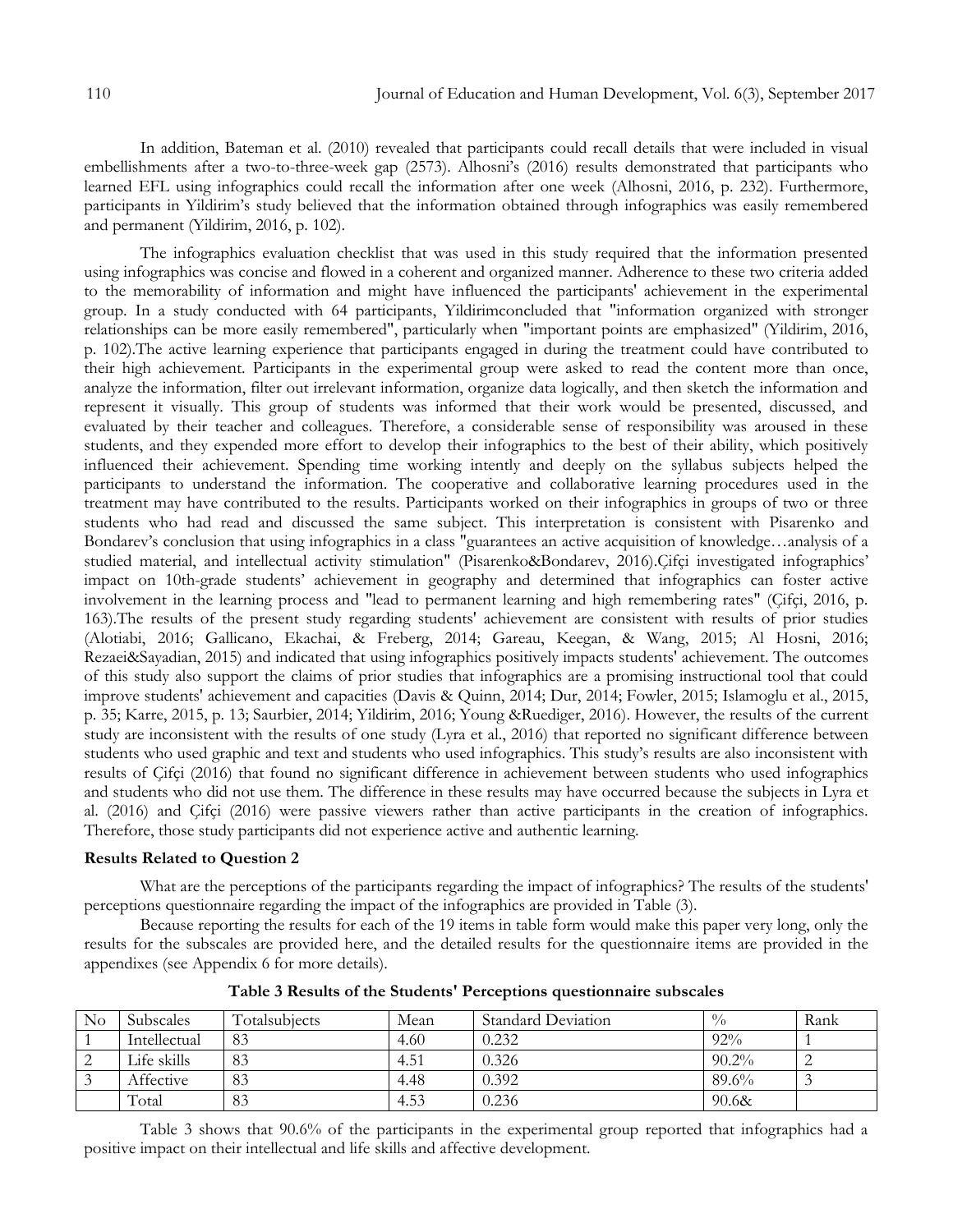In addition, Bateman et al. (2010) revealed that participants could recall details that were included in visual embellishments after a two-to-three-week gap (2573). Alhosni's (2016) results demonstrated that participants who learned EFL using infographics could recall the information after one week (Alhosni, 2016, p. 232). Furthermore, participants in Yildirim's study believed that the information obtained through infographics was easily remembered and permanent (Yildirim, 2016, p. 102).

The infographics evaluation checklist that was used in this study required that the information presented using infographics was concise and flowed in a coherent and organized manner. Adherence to these two criteria added to the memorability of information and might have influenced the participants' achievement in the experimental group. In a study conducted with 64 participants, Yildirimconcluded that "information organized with stronger relationships can be more easily remembered", particularly when "important points are emphasized" (Yildirim, 2016, p. 102).The active learning experience that participants engaged in during the treatment could have contributed to their high achievement. Participants in the experimental group were asked to read the content more than once, analyze the information, filter out irrelevant information, organize data logically, and then sketch the information and represent it visually. This group of students was informed that their work would be presented, discussed, and evaluated by their teacher and colleagues. Therefore, a considerable sense of responsibility was aroused in these students, and they expended more effort to develop their infographics to the best of their ability, which positively influenced their achievement. Spending time working intently and deeply on the syllabus subjects helped the participants to understand the information. The cooperative and collaborative learning procedures used in the treatment may have contributed to the results. Participants worked on their infographics in groups of two or three students who had read and discussed the same subject. This interpretation is consistent with Pisarenko and Bondarev's conclusion that using infographics in a class "guarantees an active acquisition of knowledge…analysis of a studied material, and intellectual activity stimulation" (Pisarenko&Bondarev, 2016).Çifçi investigated infographics' impact on 10th-grade students' achievement in geography and determined that infographics can foster active involvement in the learning process and "lead to permanent learning and high remembering rates" (Çifçi, 2016, p. 163).The results of the present study regarding students' achievement are consistent with results of prior studies (Alotiabi, 2016; Gallicano, Ekachai, & Freberg, 2014; Gareau, Keegan, & Wang, 2015; Al Hosni, 2016; Rezaei&Sayadian, 2015) and indicated that using infographics positively impacts students' achievement. The outcomes of this study also support the claims of prior studies that infographics are a promising instructional tool that could improve students' achievement and capacities (Davis & Quinn, 2014; Dur, 2014; Fowler, 2015; Islamoglu et al., 2015, p. 35; Karre, 2015, p. 13; Saurbier, 2014; Yildirim, 2016; Young &Ruediger, 2016). However, the results of the current study are inconsistent with the results of one study (Lyra et al., 2016) that reported no significant difference between students who used graphic and text and students who used infographics. This study's results are also inconsistent with results of Çifçi (2016) that found no significant difference in achievement between students who used infographics and students who did not use them. The difference in these results may have occurred because the subjects in Lyra et al. (2016) and Çifçi (2016) were passive viewers rather than active participants in the creation of infographics. Therefore, those study participants did not experience active and authentic learning.

**Results Related to Question 2**

What are the perceptions of the participants regarding the impact of infographics? The results of the students' perceptions questionnaire regarding the impact of the infographics are provided in Table (3).

Because reporting the results for each of the 19 items in table form would make this paper very long, only the results for the subscales are provided here, and the detailed results for the questionnaire items are provided in the appendixes (see Appendix 6 for more details).

**Table 3 Results of the Students' Perceptions questionnaire subscales**

| No | Subscales | Totalsubjects | Mean | Standard Deviation | % | Rank |
|---|---|---|---|---|---|---|
| 1 | Intellectual | 83 | 4.60 | 0.232 | 92% | 1 |
| 2 | Life skills | 83 | 4.51 | 0.326 | 90.2% | 2 |
| 3 | Affective | 83 | 4.48 | 0.392 | 89.6% | 3 |
| | Total | 83 | 4.53 | 0.236 | 90.6& | |

Table 3 shows that 90.6% of the participants in the experimental group reported that infographics had a positive impact on their intellectual and life skills and affective development.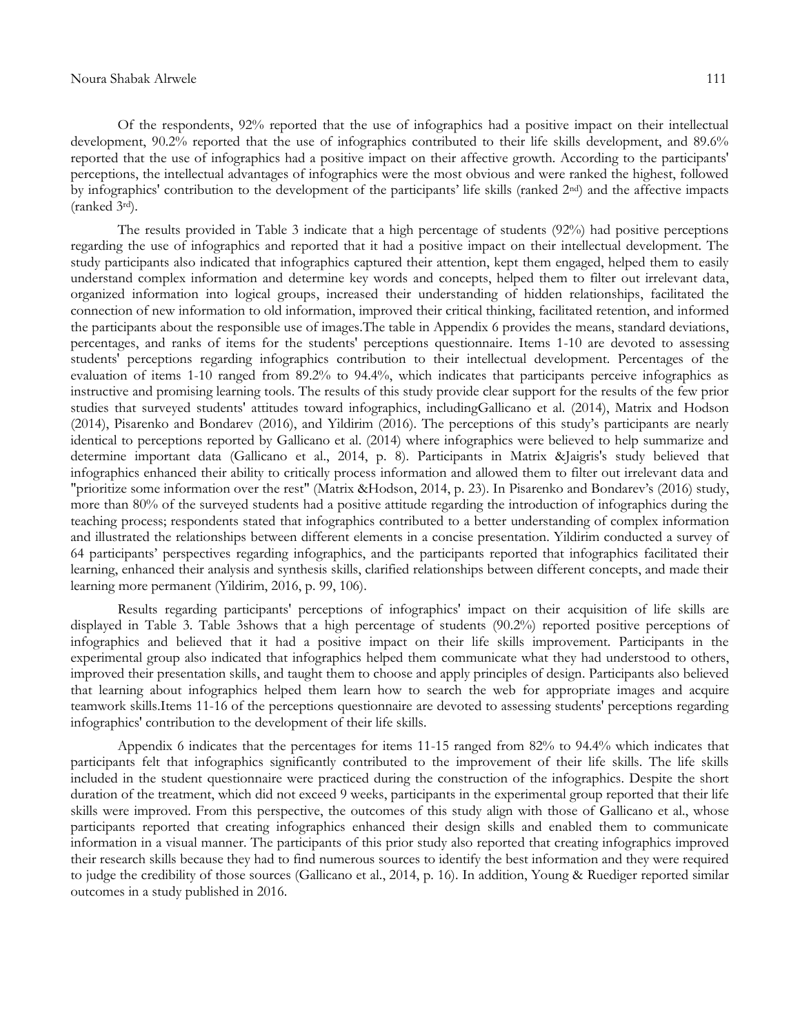Of the respondents, 92% reported that the use of infographics had a positive impact on their intellectual development, 90.2% reported that the use of infographics contributed to their life skills development, and 89.6% reported that the use of infographics had a positive impact on their affective growth. According to the participants' perceptions, the intellectual advantages of infographics were the most obvious and were ranked the highest, followed by infographics' contribution to the development of the participants' life skills (ranked 2nd) and the affective impacts (ranked 3rd).

The results provided in Table 3 indicate that a high percentage of students (92%) had positive perceptions regarding the use of infographics and reported that it had a positive impact on their intellectual development. The study participants also indicated that infographics captured their attention, kept them engaged, helped them to easily understand complex information and determine key words and concepts, helped them to filter out irrelevant data, organized information into logical groups, increased their understanding of hidden relationships, facilitated the connection of new information to old information, improved their critical thinking, facilitated retention, and informed the participants about the responsible use of images.The table in Appendix 6 provides the means, standard deviations, percentages, and ranks of items for the students' perceptions questionnaire. Items 1-10 are devoted to assessing students' perceptions regarding infographics contribution to their intellectual development. Percentages of the evaluation of items 1-10 ranged from 89.2% to 94.4%, which indicates that participants perceive infographics as instructive and promising learning tools. The results of this study provide clear support for the results of the few prior studies that surveyed students' attitudes toward infographics, includingGallicano et al. (2014), Matrix and Hodson (2014), Pisarenko and Bondarev (2016), and Yildirim (2016). The perceptions of this study's participants are nearly identical to perceptions reported by Gallicano et al. (2014) where infographics were believed to help summarize and determine important data (Gallicano et al., 2014, p. 8). Participants in Matrix &Jaigris's study believed that infographics enhanced their ability to critically process information and allowed them to filter out irrelevant data and "prioritize some information over the rest" (Matrix &Hodson, 2014, p. 23). In Pisarenko and Bondarev's (2016) study, more than 80% of the surveyed students had a positive attitude regarding the introduction of infographics during the teaching process; respondents stated that infographics contributed to a better understanding of complex information and illustrated the relationships between different elements in a concise presentation. Yildirim conducted a survey of 64 participants' perspectives regarding infographics, and the participants reported that infographics facilitated their learning, enhanced their analysis and synthesis skills, clarified relationships between different concepts, and made their learning more permanent (Yildirim, 2016, p. 99, 106).

Results regarding participants' perceptions of infographics' impact on their acquisition of life skills are displayed in Table 3. Table 3shows that a high percentage of students (90.2%) reported positive perceptions of infographics and believed that it had a positive impact on their life skills improvement. Participants in the experimental group also indicated that infographics helped them communicate what they had understood to others, improved their presentation skills, and taught them to choose and apply principles of design. Participants also believed that learning about infographics helped them learn how to search the web for appropriate images and acquire teamwork skills.Items 11-16 of the perceptions questionnaire are devoted to assessing students' perceptions regarding infographics' contribution to the development of their life skills.

Appendix 6 indicates that the percentages for items 11-15 ranged from 82% to 94.4% which indicates that participants felt that infographics significantly contributed to the improvement of their life skills. The life skills included in the student questionnaire were practiced during the construction of the infographics. Despite the short duration of the treatment, which did not exceed 9 weeks, participants in the experimental group reported that their life skills were improved. From this perspective, the outcomes of this study align with those of Gallicano et al., whose participants reported that creating infographics enhanced their design skills and enabled them to communicate information in a visual manner. The participants of this prior study also reported that creating infographics improved their research skills because they had to find numerous sources to identify the best information and they were required to judge the credibility of those sources (Gallicano et al., 2014, p. 16). In addition, Young & Ruediger reported similar outcomes in a study published in 2016.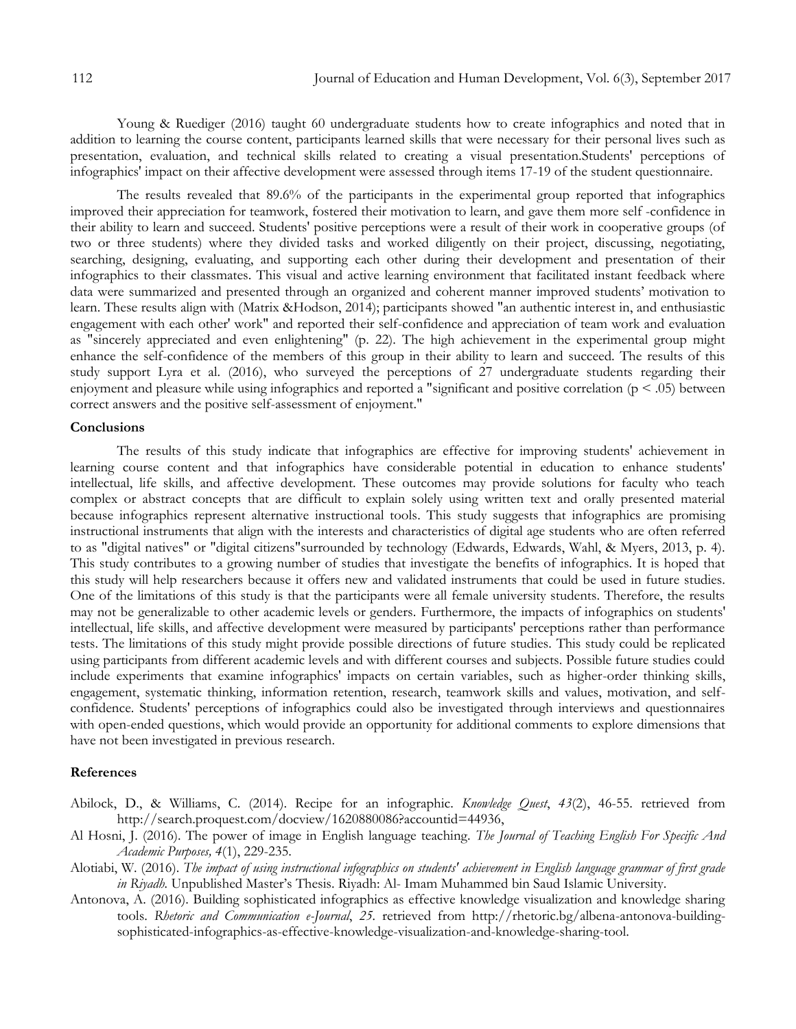Young & Ruediger (2016) taught 60 undergraduate students how to create infographics and noted that in addition to learning the course content, participants learned skills that were necessary for their personal lives such as presentation, evaluation, and technical skills related to creating a visual presentation.Students' perceptions of infographics' impact on their affective development were assessed through items 17-19 of the student questionnaire.

The results revealed that 89.6% of the participants in the experimental group reported that infographics improved their appreciation for teamwork, fostered their motivation to learn, and gave them more self -confidence in their ability to learn and succeed. Students' positive perceptions were a result of their work in cooperative groups (of two or three students) where they divided tasks and worked diligently on their project, discussing, negotiating, searching, designing, evaluating, and supporting each other during their development and presentation of their infographics to their classmates. This visual and active learning environment that facilitated instant feedback where data were summarized and presented through an organized and coherent manner improved students' motivation to learn. These results align with (Matrix &Hodson, 2014); participants showed "an authentic interest in, and enthusiastic engagement with each other' work" and reported their self-confidence and appreciation of team work and evaluation as "sincerely appreciated and even enlightening" (p. 22). The high achievement in the experimental group might enhance the self-confidence of the members of this group in their ability to learn and succeed. The results of this study support Lyra et al. (2016), who surveyed the perceptions of 27 undergraduate students regarding their enjoyment and pleasure while using infographics and reported a "significant and positive correlation ($p < .05$) between correct answers and the positive self-assessment of enjoyment."

## Conclusions

The results of this study indicate that infographics are effective for improving students' achievement in learning course content and that infographics have considerable potential in education to enhance students' intellectual, life skills, and affective development. These outcomes may provide solutions for faculty who teach complex or abstract concepts that are difficult to explain solely using written text and orally presented material because infographics represent alternative instructional tools. This study suggests that infographics are promising instructional instruments that align with the interests and characteristics of digital age students who are often referred to as "digital natives" or "digital citizens"surrounded by technology (Edwards, Edwards, Wahl, & Myers, 2013, p. 4). This study contributes to a growing number of studies that investigate the benefits of infographics. It is hoped that this study will help researchers because it offers new and validated instruments that could be used in future studies. One of the limitations of this study is that the participants were all female university students. Therefore, the results may not be generalizable to other academic levels or genders. Furthermore, the impacts of infographics on students' intellectual, life skills, and affective development were measured by participants' perceptions rather than performance tests. The limitations of this study might provide possible directions of future studies. This study could be replicated using participants from different academic levels and with different courses and subjects. Possible future studies could include experiments that examine infographics' impacts on certain variables, such as higher-order thinking skills, engagement, systematic thinking, information retention, research, teamwork skills and values, motivation, and self-confidence. Students' perceptions of infographics could also be investigated through interviews and questionnaires with open-ended questions, which would provide an opportunity for additional comments to explore dimensions that have not been investigated in previous research.

## References

Abilock, D., & Williams, C. (2014). Recipe for an infographic. *Knowledge Quest*, *43*(2), 46-55. retrieved from http://search.proquest.com/docview/1620880086?accountid=44936,

Al Hosni, J. (2016). The power of image in English language teaching. *The Journal of Teaching English For Specific And Academic Purposes, 4*(1), 229-235.

Alotiabi, W. (2016). *The impact of using instructional infographics on students' achievement in English language grammar of first grade in Riyadh.* Unpublished Master's Thesis. Riyadh: Al- Imam Muhammed bin Saud Islamic University.

Antonova, A. (2016). Building sophisticated infographics as effective knowledge visualization and knowledge sharing tools. *Rhetoric and Communication e-Journal*, *25.* retrieved from http://rhetoric.bg/albena-antonova-building-sophisticated-infographics-as-effective-knowledge-visualization-and-knowledge-sharing-tool.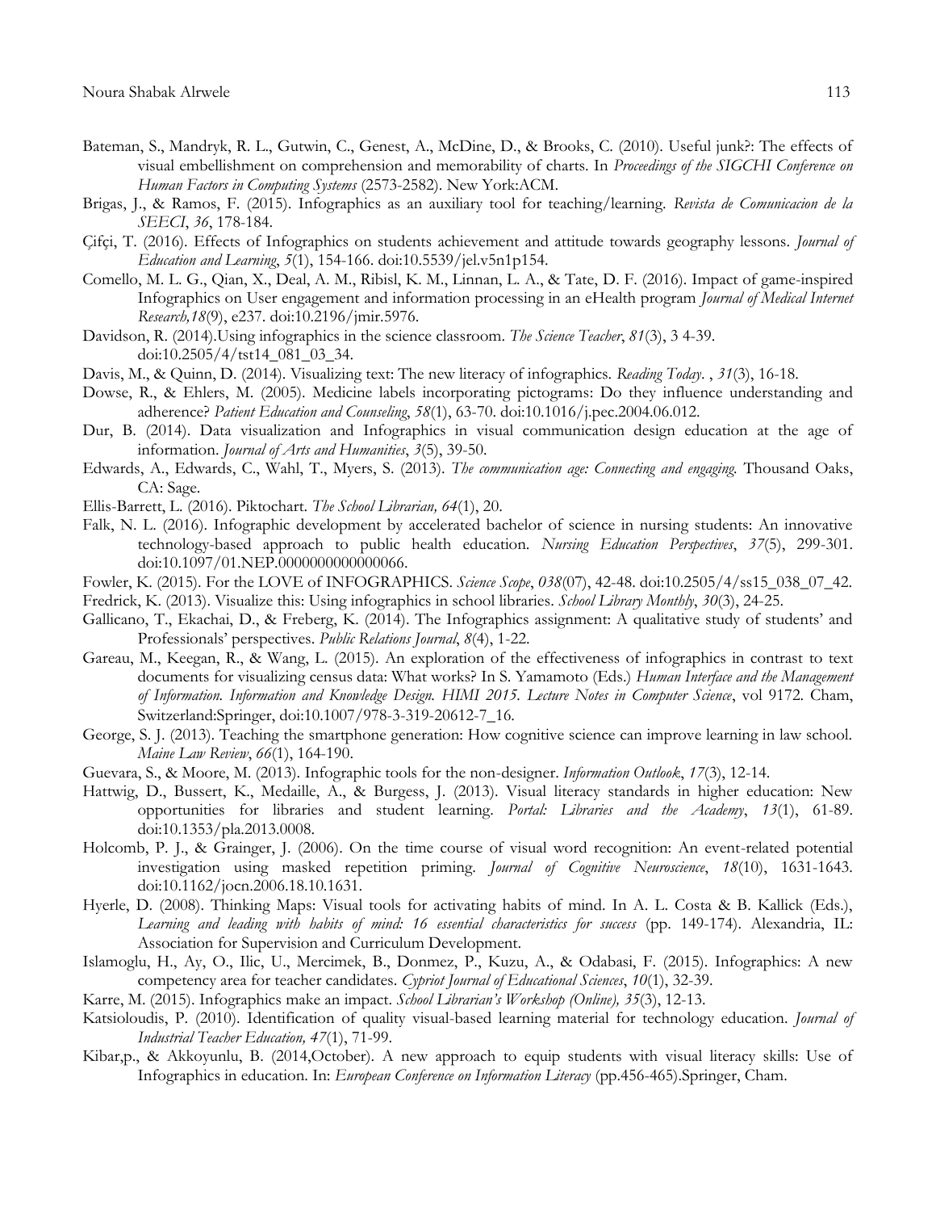Bateman, S., Mandryk, R. L., Gutwin, C., Genest, A., McDine, D., & Brooks, C. (2010). Useful junk?: The effects of visual embellishment on comprehension and memorability of charts. In *Proceedings of the SIGCHI Conference on Human Factors in Computing Systems* (2573-2582). New York:ACM.

Brigas, J., & Ramos, F. (2015). Infographics as an auxiliary tool for teaching/learning. *Revista de Comunicacion de la SEECI*, *36*, 178-184.

Çifçi, T. (2016). Effects of Infographics on students achievement and attitude towards geography lessons. *Journal of Education and Learning*, *5*(1), 154-166. doi:10.5539/jel.v5n1p154.

Comello, M. L. G., Qian, X., Deal, A. M., Ribisl, K. M., Linnan, L. A., & Tate, D. F. (2016). Impact of game-inspired Infographics on User engagement and information processing in an eHealth program *Journal of Medical Internet Research,18*(9), e237. doi:10.2196/jmir.5976.

Davidson, R. (2014).Using infographics in the science classroom. *The Science Teacher*, *81*(3), 3 4-39. doi:10.2505/4/tst14_081_03_34.

Davis, M., & Quinn, D. (2014). Visualizing text: The new literacy of infographics. *Reading Today*. , *31*(3), 16-18.

Dowse, R., & Ehlers, M. (2005). Medicine labels incorporating pictograms: Do they influence understanding and adherence? *Patient Education and Counseling*, *58*(1), 63-70. doi:10.1016/j.pec.2004.06.012.

Dur, B. (2014). Data visualization and Infographics in visual communication design education at the age of information. *Journal of Arts and Humanities*, *3*(5), 39-50.

Edwards, A., Edwards, C., Wahl, T., Myers, S. (2013). *The communication age: Connecting and engaging.* Thousand Oaks, CA: Sage.

Ellis-Barrett, L. (2016). Piktochart. *The School Librarian, 64*(1), 20.

Falk, N. L. (2016). Infographic development by accelerated bachelor of science in nursing students: An innovative technology-based approach to public health education. *Nursing Education Perspectives*, *37*(5), 299-301. doi:10.1097/01.NEP.0000000000000066.

Fowler, K. (2015). For the LOVE of INFOGRAPHICS. *Science Scope*, *038*(07), 42-48. doi:10.2505/4/ss15_038_07_42.

Fredrick, K. (2013). Visualize this: Using infographics in school libraries. *School Library Monthly*, *30*(3), 24-25.

Gallicano, T., Ekachai, D., & Freberg, K. (2014). The Infographics assignment: A qualitative study of students' and Professionals' perspectives. *Public Relations Journal*, *8*(4), 1-22.

Gareau, M., Keegan, R., & Wang, L. (2015). An exploration of the effectiveness of infographics in contrast to text documents for visualizing census data: What works? In S. Yamamoto (Eds.) *Human Interface and the Management of Information. Information and Knowledge Design. HIMI 2015. Lecture Notes in Computer Science*, vol 9172. Cham, Switzerland:Springer, doi:10.1007/978-3-319-20612-7_16.

George, S. J. (2013). Teaching the smartphone generation: How cognitive science can improve learning in law school. *Maine Law Review*, *66*(1), 164-190.

Guevara, S., & Moore, M. (2013). Infographic tools for the non-designer. *Information Outlook*, *17*(3), 12-14.

Hattwig, D., Bussert, K., Medaille, A., & Burgess, J. (2013). Visual literacy standards in higher education: New opportunities for libraries and student learning. *Portal: Libraries and the Academy*, *13*(1), 61-89. doi:10.1353/pla.2013.0008.

Holcomb, P. J., & Grainger, J. (2006). On the time course of visual word recognition: An event-related potential investigation using masked repetition priming. *Journal of Cognitive Neuroscience*, *18*(10), 1631-1643. doi:10.1162/jocn.2006.18.10.1631.

Hyerle, D. (2008). Thinking Maps: Visual tools for activating habits of mind. In A. L. Costa & B. Kallick (Eds.), *Learning and leading with habits of mind: 16 essential characteristics for success* (pp. 149-174). Alexandria, IL: Association for Supervision and Curriculum Development.

Islamoglu, H., Ay, O., Ilic, U., Mercimek, B., Donmez, P., Kuzu, A., & Odabasi, F. (2015). Infographics: A new competency area for teacher candidates. *Cypriot Journal of Educational Sciences*, *10*(1), 32-39.

Karre, M. (2015). Infographics make an impact. *School Librarian's Workshop (Online), 35*(3), 12-13.

Katsioloudis, P. (2010). Identification of quality visual-based learning material for technology education. *Journal of Industrial Teacher Education, 47*(1), 71-99.

Kibar,p., & Akkoyunlu, B. (2014,October). A new approach to equip students with visual literacy skills: Use of Infographics in education. In: *European Conference on Information Literacy* (pp.456-465).Springer, Cham.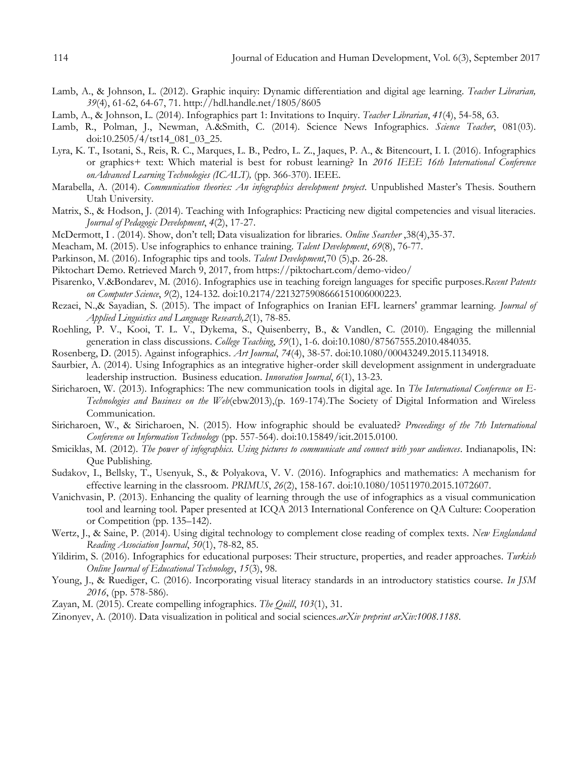Lamb, A., & Johnson, L. (2012). Graphic inquiry: Dynamic differentiation and digital age learning. *Teacher Librarian, 39*(4), 61-62, 64-67, 71. http://hdl.handle.net/1805/8605

Lamb, A., & Johnson, L. (2014). Infographics part 1: Invitations to Inquiry. *Teacher Librarian*, *41*(4), 54-58, 63.

Lamb, R., Polman, J., Newman, A.&Smith, C. (2014). Science News Infographics. *Science Teacher*, 081(03). doi:10.2505/4/tst14_081_03_25.

Lyra, K. T., Isotani, S., Reis, R. C., Marques, L. B., Pedro, L. Z., Jaques, P. A., & Bitencourt, I. I. (2016). Infographics or graphics+ text: Which material is best for robust learning? In *2016 IEEE 16th International Conference onAdvanced Learning Technologies (ICALT),* (pp. 366-370). IEEE.

Marabella, A. (2014). *Communication theories: An infographics development project*. Unpublished Master's Thesis. Southern Utah University.

Matrix, S., & Hodson, J. (2014). Teaching with Infographics: Practicing new digital competencies and visual literacies. *Journal of Pedagogic Development*, *4*(2), 17-27.

McDermott, I . (2014). Show, don't tell; Data visualization for libraries. *Online Searcher* ,38(4),35-37.

Meacham, M. (2015). Use infographics to enhance training. *Talent Development*, *69*(8), 76-77.

Parkinson, M. (2016). Infographic tips and tools. *Talent Development*,70 (5),p. 26-28.

Piktochart Demo. Retrieved March 9, 2017, from https://piktochart.com/demo-video/

Pisarenko, V.&Bondarev, M. (2016). Infographics use in teaching foreign languages for specific purposes.*Recent Patents on Computer Science*, *9*(2), 124-132. doi:10.2174/2213275908666151006000223.

Rezaei, N.,& Sayadian, S. (2015). The impact of Infographics on Iranian EFL learners' grammar learning. *Journal of Applied Linguistics and Language Research,2*(1), 78-85.

Roehling, P. V., Kooi, T. L. V., Dykema, S., Quisenberry, B., & Vandlen, C. (2010). Engaging the millennial generation in class discussions. *College Teaching*, *59*(1), 1-6. doi:10.1080/87567555.2010.484035.

Rosenberg, D. (2015). Against infographics. *Art Journal*, *74*(4), 38-57. doi:10.1080/00043249.2015.1134918.

Saurbier, A. (2014). Using Infographics as an integrative higher-order skill development assignment in undergraduate leadership instruction. Business education. *Innovation Journal*, *6*(1), 13-23.

Siricharoen, W. (2013). Infographics: The new communication tools in digital age. In *The International Conference on E-Technologies and Business on the Web*(ebw2013),(p. 169-174).The Society of Digital Information and Wireless Communication.

Siricharoen, W., & Siricharoen, N. (2015). How infographic should be evaluated? *Proceedings of the 7th International Conference on Information Technology* (pp. 557-564). doi:10.15849/icit.2015.0100.

Smiciklas, M. (2012). *The power of infographics. Using pictures to communicate and connect with your audiences*. Indianapolis, IN: Que Publishing.

Sudakov, I., Bellsky, T., Usenyuk, S., & Polyakova, V. V. (2016). Infographics and mathematics: A mechanism for effective learning in the classroom. *PRIMUS*, *26*(2), 158-167. doi:10.1080/10511970.2015.1072607.

Vanichvasin, P. (2013). Enhancing the quality of learning through the use of infographics as a visual communication tool and learning tool. Paper presented at ICQA 2013 International Conference on QA Culture: Cooperation or Competition (pp. 135–142).

Wertz, J., & Saine, P. (2014). Using digital technology to complement close reading of complex texts. *New Englandand Reading Association Journal*, *50*(1), 78-82, 85.

Yildirim, S. (2016). Infographics for educational purposes: Their structure, properties, and reader approaches. *Turkish Online Journal of Educational Technology*, *15*(3), 98.

Young, J., & Ruediger, C. (2016). Incorporating visual literacy standards in an introductory statistics course. *In JSM 2016*, (pp. 578-586).

Zayan, M. (2015). Create compelling infographics. *The Quill*, *103*(1), 31.

Zinonyev, A. (2010). Data visualization in political and social sciences.*arXiv preprint arXiv:1008.1188*.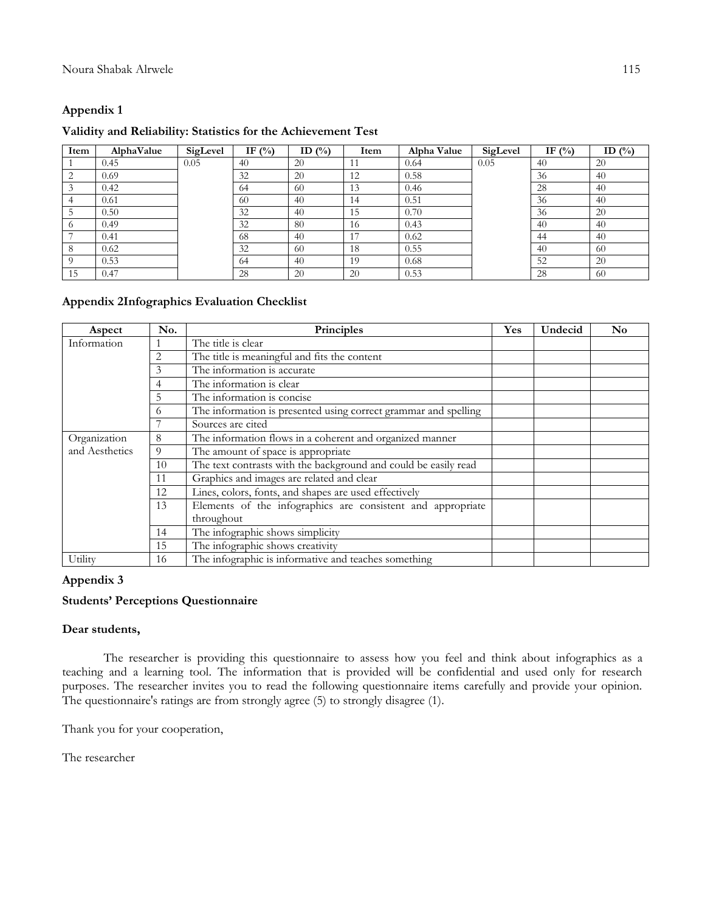## Appendix 1

**Validity and Reliability: Statistics for the Achievement Test**

| Item | AlphaValue | SigLevel | IF (%) | ID (%) | Item | Alpha Value | SigLevel | IF (%) | ID (%) |
|---|---|---|---|---|---|---|---|---|---|
| 1 | 0.45 | 0.05 | 40 | 20 | 11 | 0.64 | 0.05 | 40 | 20 |
| 2 | 0.69 | | 32 | 20 | 12 | 0.58 | | 36 | 40 |
| 3 | 0.42 | | 64 | 60 | 13 | 0.46 | | 28 | 40 |
| 4 | 0.61 | | 60 | 40 | 14 | 0.51 | | 36 | 40 |
| 5 | 0.50 | | 32 | 40 | 15 | 0.70 | | 36 | 20 |
| 6 | 0.49 | | 32 | 80 | 16 | 0.43 | | 40 | 40 |
| 7 | 0.41 | | 68 | 40 | 17 | 0.62 | | 44 | 40 |
| 8 | 0.62 | | 32 | 60 | 18 | 0.55 | | 40 | 60 |
| 9 | 0.53 | | 64 | 40 | 19 | 0.68 | | 52 | 20 |
| 15 | 0.47 | | 28 | 20 | 20 | 0.53 | | 28 | 60 |

## Appendix 2Infographics Evaluation Checklist

| Aspect | No. | Principles | Yes | Undecid | No |
|---|---|---|---|---|---|
| Information | 1 | The title is clear | | | |
| | 2 | The title is meaningful and fits the content | | | |
| | 3 | The information is accurate | | | |
| | 4 | The information is clear | | | |
| | 5 | The information is concise | | | |
| | 6 | The information is presented using correct grammar and spelling | | | |
| | 7 | Sources are cited | | | |
| Organization and Aesthetics | 8 | The information flows in a coherent and organized manner | | | |
| | 9 | The amount of space is appropriate | | | |
| | 10 | The text contrasts with the background and could be easily read | | | |
| | 11 | Graphics and images are related and clear | | | |
| | 12 | Lines, colors, fonts, and shapes are used effectively | | | |
| | 13 | Elements of the infographics are consistent and appropriate throughout | | | |
| | 14 | The infographic shows simplicity | | | |
| | 15 | The infographic shows creativity | | | |
| Utility | 16 | The infographic is informative and teaches something | | | |

## Appendix 3

**Students' Perceptions Questionnaire**

**Dear students,**

The researcher is providing this questionnaire to assess how you feel and think about infographics as a teaching and a learning tool. The information that is provided will be confidential and used only for research purposes. The researcher invites you to read the following questionnaire items carefully and provide your opinion. The questionnaire's ratings are from strongly agree (5) to strongly disagree (1).

Thank you for your cooperation,

The researcher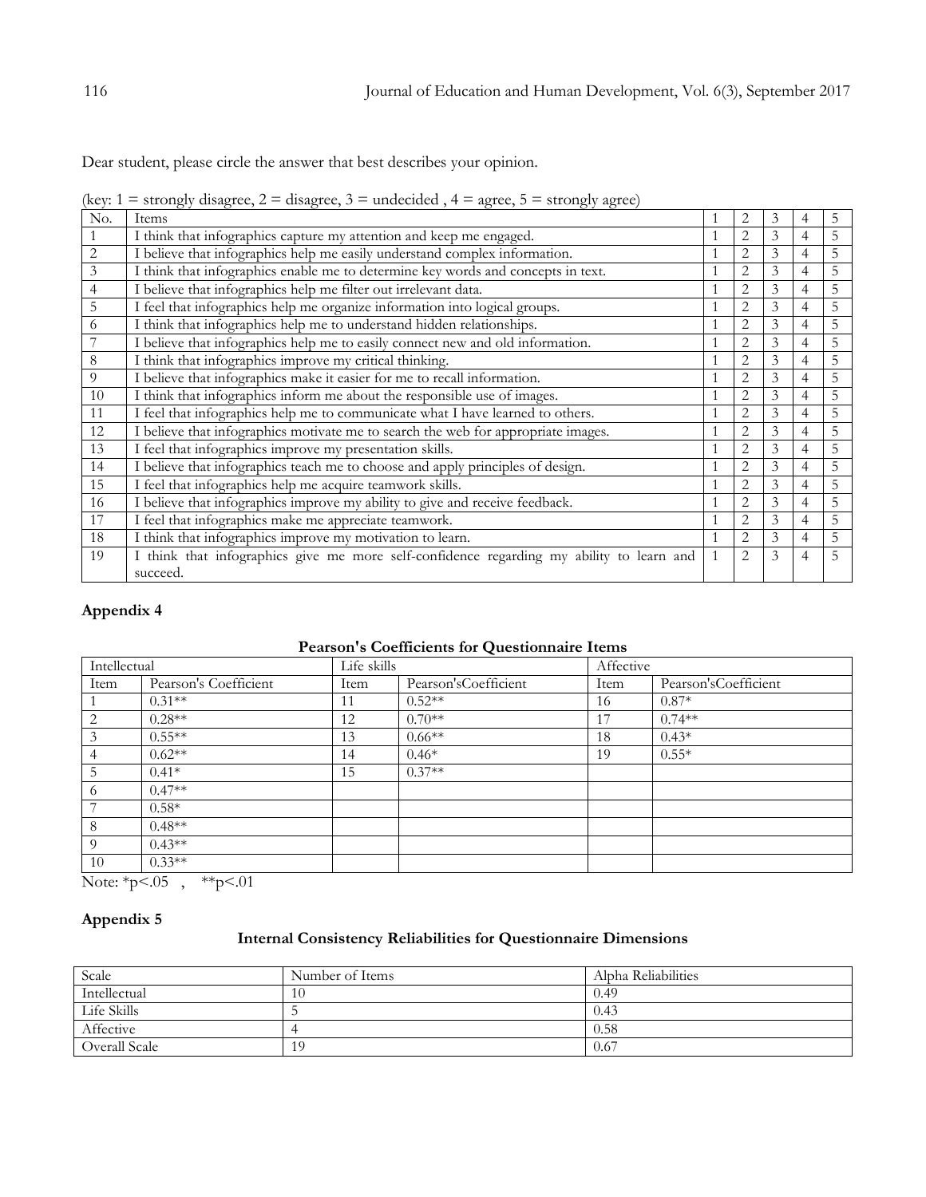Dear student, please circle the answer that best describes your opinion.

(key: 1 = strongly disagree, 2 = disagree, 3 = undecided , 4 = agree, 5 = strongly agree)

| No. | Items | 1 | 2 | 3 | 4 | 5 |
|---|---|---|---|---|---|---|
| 1 | I think that infographics capture my attention and keep me engaged. | 1 | 2 | 3 | 4 | 5 |
| 2 | I believe that infographics help me easily understand complex information. | 1 | 2 | 3 | 4 | 5 |
| 3 | I think that infographics enable me to determine key words and concepts in text. | 1 | 2 | 3 | 4 | 5 |
| 4 | I believe that infographics help me filter out irrelevant data. | 1 | 2 | 3 | 4 | 5 |
| 5 | I feel that infographics help me organize information into logical groups. | 1 | 2 | 3 | 4 | 5 |
| 6 | I think that infographics help me to understand hidden relationships. | 1 | 2 | 3 | 4 | 5 |
| 7 | I believe that infographics help me to easily connect new and old information. | 1 | 2 | 3 | 4 | 5 |
| 8 | I think that infographics improve my critical thinking. | 1 | 2 | 3 | 4 | 5 |
| 9 | I believe that infographics make it easier for me to recall information. | 1 | 2 | 3 | 4 | 5 |
| 10 | I think that infographics inform me about the responsible use of images. | 1 | 2 | 3 | 4 | 5 |
| 11 | I feel that infographics help me to communicate what I have learned to others. | 1 | 2 | 3 | 4 | 5 |
| 12 | I believe that infographics motivate me to search the web for appropriate images. | 1 | 2 | 3 | 4 | 5 |
| 13 | I feel that infographics improve my presentation skills. | 1 | 2 | 3 | 4 | 5 |
| 14 | I believe that infographics teach me to choose and apply principles of design. | 1 | 2 | 3 | 4 | 5 |
| 15 | I feel that infographics help me acquire teamwork skills. | 1 | 2 | 3 | 4 | 5 |
| 16 | I believe that infographics improve my ability to give and receive feedback. | 1 | 2 | 3 | 4 | 5 |
| 17 | I feel that infographics make me appreciate teamwork. | 1 | 2 | 3 | 4 | 5 |
| 18 | I think that infographics improve my motivation to learn. | 1 | 2 | 3 | 4 | 5 |
| 19 | I think that infographics give me more self-confidence regarding my ability to learn and succeed. | 1 | 2 | 3 | 4 | 5 |

## Appendix 4

**Pearson's Coefficients for Questionnaire Items**

| Intellectual | | Life skills | | Affective | |
|---|---|---|---|---|---|
| Item | Pearson's Coefficient | Item | Pearson'sCoefficient | Item | Pearson'sCoefficient |
| 1 | 0.31** | 11 | 0.52** | 16 | 0.87* |
| 2 | 0.28** | 12 | 0.70** | 17 | 0.74** |
| 3 | 0.55** | 13 | 0.66** | 18 | 0.43* |
| 4 | 0.62** | 14 | 0.46* | 19 | 0.55* |
| 5 | 0.41* | 15 | 0.37** | | |
| 6 | 0.47** | | | | |
| 7 | 0.58* | | | | |
| 8 | 0.48** | | | | |
| 9 | 0.43** | | | | |
| 10 | 0.33** | | | | |

Note: *p<.05 , **p<.01

## Appendix 5

**Internal Consistency Reliabilities for Questionnaire Dimensions**

| Scale | Number of Items | Alpha Reliabilities |
|---|---|---|
| Intellectual | 10 | 0.49 |
| Life Skills | 5 | 0.43 |
| Affective | 4 | 0.58 |
| Overall Scale | 19 | 0.67 |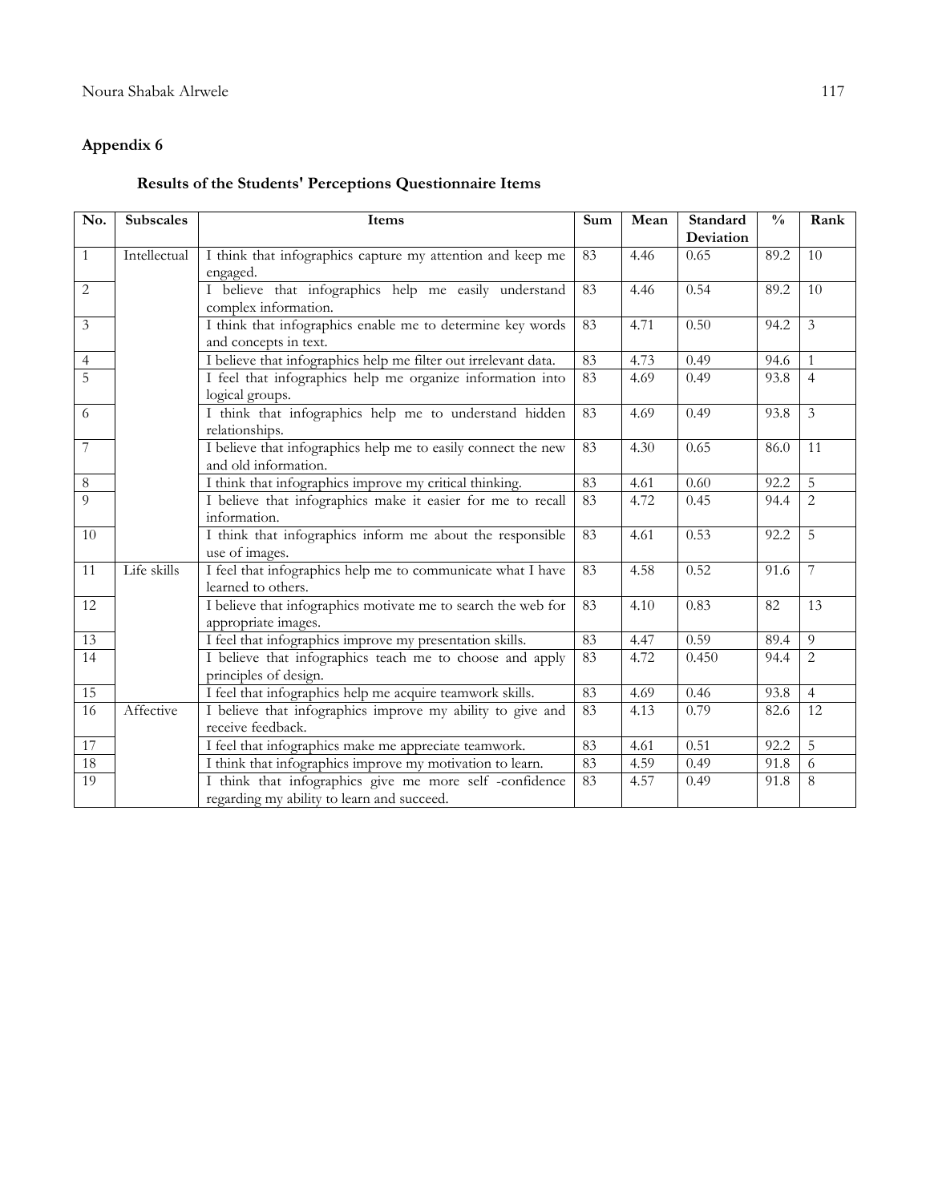## Appendix 6

### Results of the Students' Perceptions Questionnaire Items

| No. | Subscales | Items | Sum | Mean | Standard Deviation | % | Rank |
|---|---|---|---|---|---|---|---|
| 1 | Intellectual | I think that infographics capture my attention and keep me engaged. | 83 | 4.46 | 0.65 | 89.2 | 10 |
| 2 | | I believe that infographics help me easily understand complex information. | 83 | 4.46 | 0.54 | 89.2 | 10 |
| 3 | | I think that infographics enable me to determine key words and concepts in text. | 83 | 4.71 | 0.50 | 94.2 | 3 |
| 4 | | I believe that infographics help me filter out irrelevant data. | 83 | 4.73 | 0.49 | 94.6 | 1 |
| 5 | | I feel that infographics help me organize information into logical groups. | 83 | 4.69 | 0.49 | 93.8 | 4 |
| 6 | | I think that infographics help me to understand hidden relationships. | 83 | 4.69 | 0.49 | 93.8 | 3 |
| 7 | | I believe that infographics help me to easily connect the new and old information. | 83 | 4.30 | 0.65 | 86.0 | 11 |
| 8 | | I think that infographics improve my critical thinking. | 83 | 4.61 | 0.60 | 92.2 | 5 |
| 9 | | I believe that infographics make it easier for me to recall information. | 83 | 4.72 | 0.45 | 94.4 | 2 |
| 10 | | I think that infographics inform me about the responsible use of images. | 83 | 4.61 | 0.53 | 92.2 | 5 |
| 11 | Life skills | I feel that infographics help me to communicate what I have learned to others. | 83 | 4.58 | 0.52 | 91.6 | 7 |
| 12 | | I believe that infographics motivate me to search the web for appropriate images. | 83 | 4.10 | 0.83 | 82 | 13 |
| 13 | | I feel that infographics improve my presentation skills. | 83 | 4.47 | 0.59 | 89.4 | 9 |
| 14 | | I believe that infographics teach me to choose and apply principles of design. | 83 | 4.72 | 0.450 | 94.4 | 2 |
| 15 | | I feel that infographics help me acquire teamwork skills. | 83 | 4.69 | 0.46 | 93.8 | 4 |
| 16 | Affective | I believe that infographics improve my ability to give and receive feedback. | 83 | 4.13 | 0.79 | 82.6 | 12 |
| 17 | | I feel that infographics make me appreciate teamwork. | 83 | 4.61 | 0.51 | 92.2 | 5 |
| 18 | | I think that infographics improve my motivation to learn. | 83 | 4.59 | 0.49 | 91.8 | 6 |
| 19 | | I think that infographics give me more self -confidence regarding my ability to learn and succeed. | 83 | 4.57 | 0.49 | 91.8 | 8 |